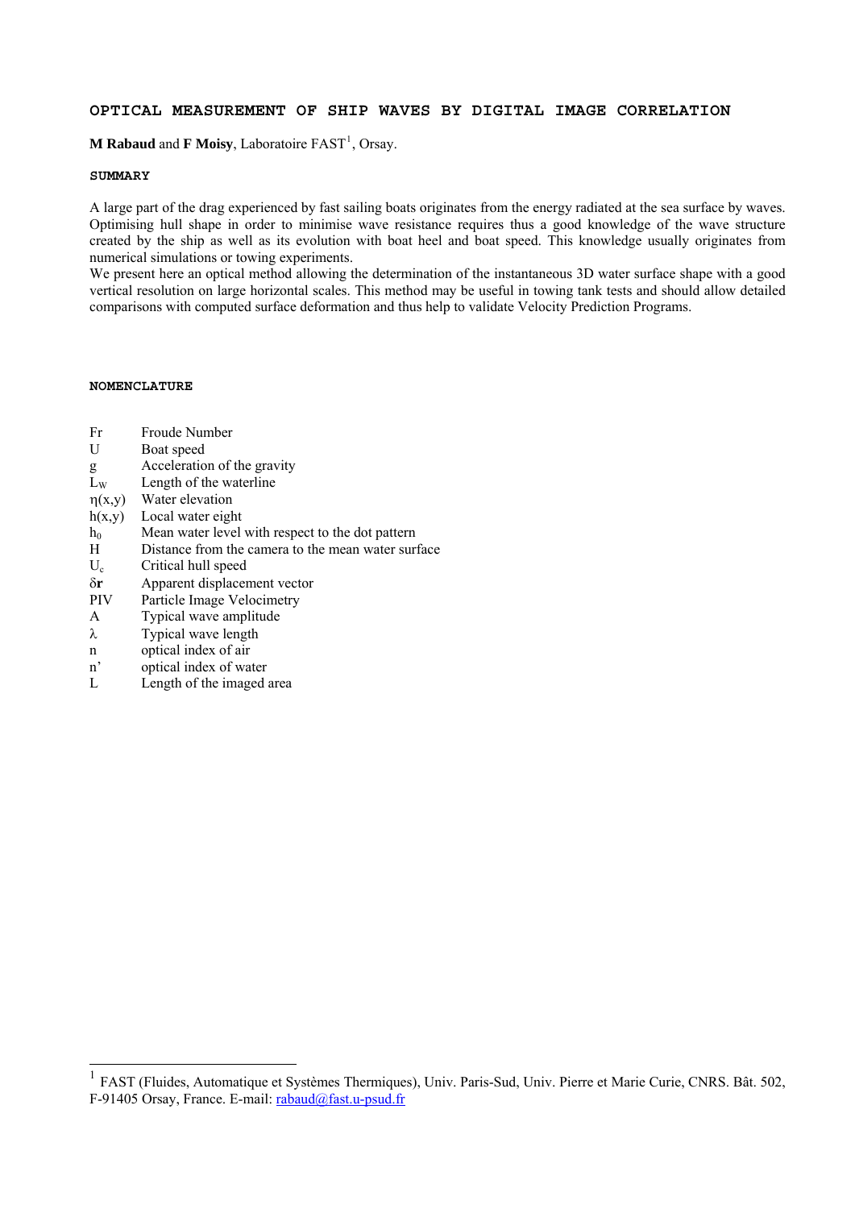# OPTICAL MEASUREMENT OF SHIP WAVES BY DIGITAL IMAGE CORRELATION

**M Rabaud** and **F Moisy**, Laboratoire FAST[1], Orsay.

## SUMMARY

A large part of the drag experienced by fast sailing boats originates from the energy radiated at the sea surface by waves. Optimising hull shape in order to minimise wave resistance requires thus a good knowledge of the wave structure created by the ship as well as its evolution with boat heel and boat speed. This knowledge usually originates from numerical simulations or towing experiments.

We present here an optical method allowing the determination of the instantaneous 3D water surface shape with a good vertical resolution on large horizontal scales. This method may be useful in towing tank tests and should allow detailed comparisons with computed surface deformation and thus help to validate Velocity Prediction Programs.

## NOMENCLATURE

| | |
|---|---|
| Fr | Froude Number |
| U | Boat speed |
| g | Acceleration of the gravity |
| $L_W$ | Length of the waterline |
| $\eta(x,y)$ | Water elevation |
| $h(x,y)$ | Local water eight |
| $h_0$ | Mean water level with respect to the dot pattern |
| H | Distance from the camera to the mean water surface |
| $U_c$ | Critical hull speed |
| $\delta\mathbf{r}$ | Apparent displacement vector |
| PIV | Particle Image Velocimetry |
| A | Typical wave amplitude |
| $\lambda$ | Typical wave length |
| n | optical index of air |
| n' | optical index of water |
| L | Length of the imaged area |

[1] FAST (Fluides, Automatique et Systèmes Thermiques), Univ. Paris-Sud, Univ. Pierre et Marie Curie, CNRS. Bât. 502, F-91405 Orsay, France. E-mail: rabaud@fast.u-psud.fr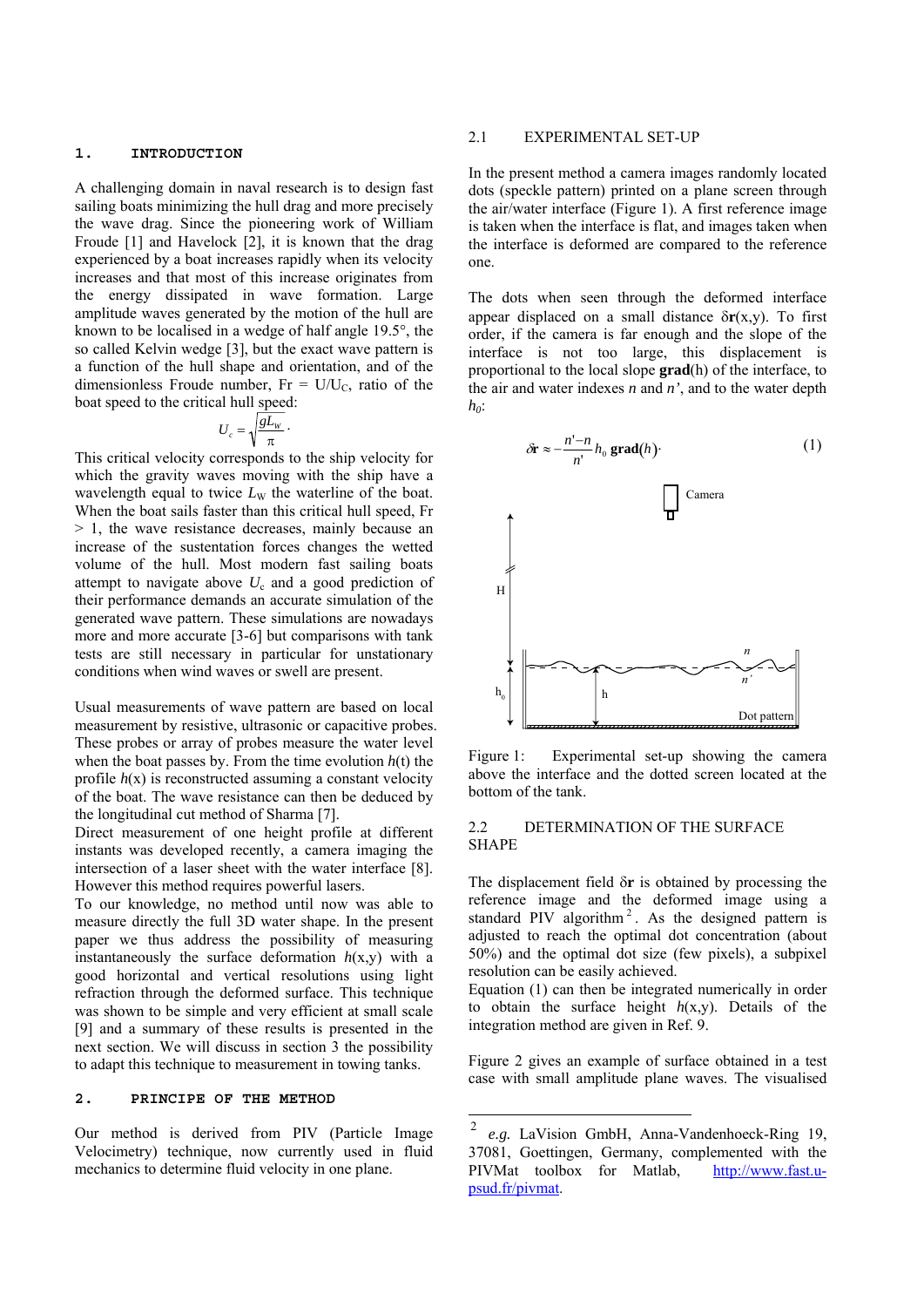## 1. INTRODUCTION

A challenging domain in naval research is to design fast sailing boats minimizing the hull drag and more precisely the wave drag. Since the pioneering work of William Froude [1] and Havelock [2], it is known that the drag experienced by a boat increases rapidly when its velocity increases and that most of this increase originates from the energy dissipated in wave formation. Large amplitude waves generated by the motion of the hull are known to be localised in a wedge of half angle 19.5°, the so called Kelvin wedge [3], but the exact wave pattern is a function of the hull shape and orientation, and of the dimensionless Froude number, Fr = $U/U_C$, ratio of the boat speed to the critical hull speed:

$$U_c = \sqrt{\frac{gL_W}{\pi}}.$$

This critical velocity corresponds to the ship velocity for which the gravity waves moving with the ship have a wavelength equal to twice $L_W$ the waterline of the boat. When the boat sails faster than this critical hull speed, Fr > 1, the wave resistance decreases, mainly because an increase of the sustentation forces changes the wetted volume of the hull. Most modern fast sailing boats attempt to navigate above $U_c$ and a good prediction of their performance demands an accurate simulation of the generated wave pattern. These simulations are nowadays more and more accurate [3-6] but comparisons with tank tests are still necessary in particular for unstationary conditions when wind waves or swell are present.

Usual measurements of wave pattern are based on local measurement by resistive, ultrasonic or capacitive probes. These probes or array of probes measure the water level when the boat passes by. From the time evolution $h(t)$ the profile $h(x)$ is reconstructed assuming a constant velocity of the boat. The wave resistance can then be deduced by the longitudinal cut method of Sharma [7].
Direct measurement of one height profile at different instants was developed recently, a camera imaging the intersection of a laser sheet with the water interface [8]. However this method requires powerful lasers.
To our knowledge, no method until now was able to measure directly the full 3D water shape. In the present paper we thus address the possibility of measuring instantaneously the surface deformation $h(x,y)$ with a good horizontal and vertical resolutions using light refraction through the deformed surface. This technique was shown to be simple and very efficient at small scale [9] and a summary of these results is presented in the next section. We will discuss in section 3 the possibility to adapt this technique to measurement in towing tanks.

## 2. PRINCIPE OF THE METHOD

Our method is derived from PIV (Particle Image Velocimetry) technique, now currently used in fluid mechanics to determine fluid velocity in one plane.

### 2.1 EXPERIMENTAL SET-UP

In the present method a camera images randomly located dots (speckle pattern) printed on a plane screen through the air/water interface (Figure 1). A first reference image is taken when the interface is flat, and images taken when the interface is deformed are compared to the reference one.

The dots when seen through the deformed interface appear displaced on a small distance $\delta\mathbf{r}(x,y)$. To first order, if the camera is far enough and the slope of the interface is not too large, this displacement is proportional to the local slope $\mathbf{grad}(h)$ of the interface, to the air and water indexes $n$ and $n'$, and to the water depth $h_0$:

$$\delta\mathbf{r} \approx -\frac{n'-n}{n'} h_0 \,\mathbf{grad}(h). \quad (1)$$

Figure 1: Experimental set-up showing the camera above the interface and the dotted screen located at the bottom of the tank.

### 2.2 DETERMINATION OF THE SURFACE SHAPE

The displacement field $\delta\mathbf{r}$ is obtained by processing the reference image and the deformed image using a standard PIV algorithm [2]. As the designed pattern is adjusted to reach the optimal dot concentration (about 50%) and the optimal dot size (few pixels), a subpixel resolution can be easily achieved.
Equation (1) can then be integrated numerically in order to obtain the surface height $h(x,y)$. Details of the integration method are given in Ref. 9.

Figure 2 gives an example of surface obtained in a test case with small amplitude plane waves. The visualised

---

[2] *e.g.* LaVision GmbH, Anna-Vandenhoeck-Ring 19, 37081, Goettingen, Germany, complemented with the PIVMat toolbox for Matlab, http://www.fast.u-psud.fr/pivmat.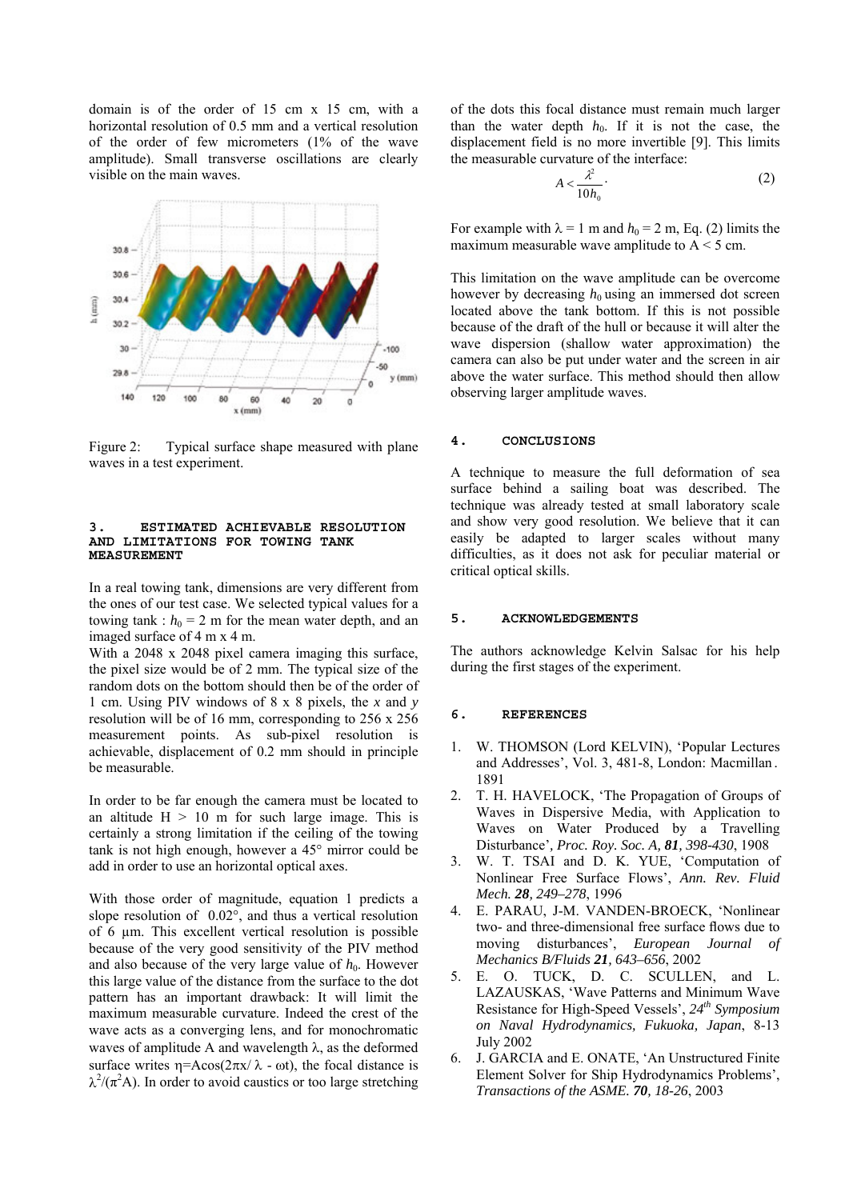domain is of the order of 15 cm x 15 cm, with a horizontal resolution of 0.5 mm and a vertical resolution of the order of few micrometers (1% of the wave amplitude). Small transverse oscillations are clearly visible on the main waves.

Figure 2: Typical surface shape measured with plane waves in a test experiment.

## 3. ESTIMATED ACHIEVABLE RESOLUTION AND LIMITATIONS FOR TOWING TANK MEASUREMENT

In a real towing tank, dimensions are very different from the ones of our test case. We selected typical values for a towing tank : $h_0 = 2$ m for the mean water depth, and an imaged surface of 4 m x 4 m.

With a 2048 x 2048 pixel camera imaging this surface, the pixel size would be of 2 mm. The typical size of the random dots on the bottom should then be of the order of 1 cm. Using PIV windows of 8 x 8 pixels, the $x$ and $y$ resolution will be of 16 mm, corresponding to 256 x 256 measurement points. As sub-pixel resolution is achievable, displacement of 0.2 mm should in principle be measurable.

In order to be far enough the camera must be located to an altitude H > 10 m for such large image. This is certainly a strong limitation if the ceiling of the towing tank is not high enough, however a 45° mirror could be add in order to use an horizontal optical axes.

With those order of magnitude, equation 1 predicts a slope resolution of 0.02°, and thus a vertical resolution of 6 µm. This excellent vertical resolution is possible because of the very good sensitivity of the PIV method and also because of the very large value of $h_0$. However this large value of the distance from the surface to the dot pattern has an important drawback: It will limit the maximum measurable curvature. Indeed the crest of the wave acts as a converging lens, and for monochromatic waves of amplitude A and wavelength λ, as the deformed surface writes $\eta = A\cos(2\pi x/\lambda - \omega t)$, the focal distance is $\lambda^2/(\pi^2 A)$. In order to avoid caustics or too large stretching of the dots this focal distance must remain much larger than the water depth $h_0$. If it is not the case, the displacement field is no more invertible [9]. This limits the measurable curvature of the interface:

$$A < \frac{\lambda^2}{10 h_0}. \qquad (2)$$

For example with λ = 1 m and $h_0 = 2$ m, Eq. (2) limits the maximum measurable wave amplitude to A < 5 cm.

This limitation on the wave amplitude can be overcome however by decreasing $h_0$ using an immersed dot screen located above the tank bottom. If this is not possible because of the draft of the hull or because it will alter the wave dispersion (shallow water approximation) the camera can also be put under water and the screen in air above the water surface. This method should then allow observing larger amplitude waves.

## 4. CONCLUSIONS

A technique to measure the full deformation of sea surface behind a sailing boat was described. The technique was already tested at small laboratory scale and show very good resolution. We believe that it can easily be adapted to larger scales without many difficulties, as it does not ask for peculiar material or critical optical skills.

## 5. ACKNOWLEDGEMENTS

The authors acknowledge Kelvin Salsac for his help during the first stages of the experiment.

## 6. REFERENCES

1. W. THOMSON (Lord KELVIN), 'Popular Lectures and Addresses', Vol. 3, 481-8, London: Macmillan. 1891
2. T. H. HAVELOCK, 'The Propagation of Groups of Waves in Dispersive Media, with Application to Waves on Water Produced by a Travelling Disturbance', *Proc. Roy. Soc. A*, ***81**, 398-430*, 1908
3. W. T. TSAI and D. K. YUE, 'Computation of Nonlinear Free Surface Flows', *Ann. Rev. Fluid Mech.* ***28**, 249–278*, 1996
4. E. PARAU, J-M. VANDEN-BROECK, 'Nonlinear two- and three-dimensional free surface flows due to moving disturbances', *European Journal of Mechanics B/Fluids* ***21**, 643–656*, 2002
5. E. O. TUCK, D. C. SCULLEN, and L. LAZAUSKAS, 'Wave Patterns and Minimum Wave Resistance for High-Speed Vessels', *24th Symposium on Naval Hydrodynamics, Fukuoka, Japan*, 8-13 July 2002
6. J. GARCIA and E. ONATE, 'An Unstructured Finite Element Solver for Ship Hydrodynamics Problems', *Transactions of the ASME.* ***70**, 18-26*, 2003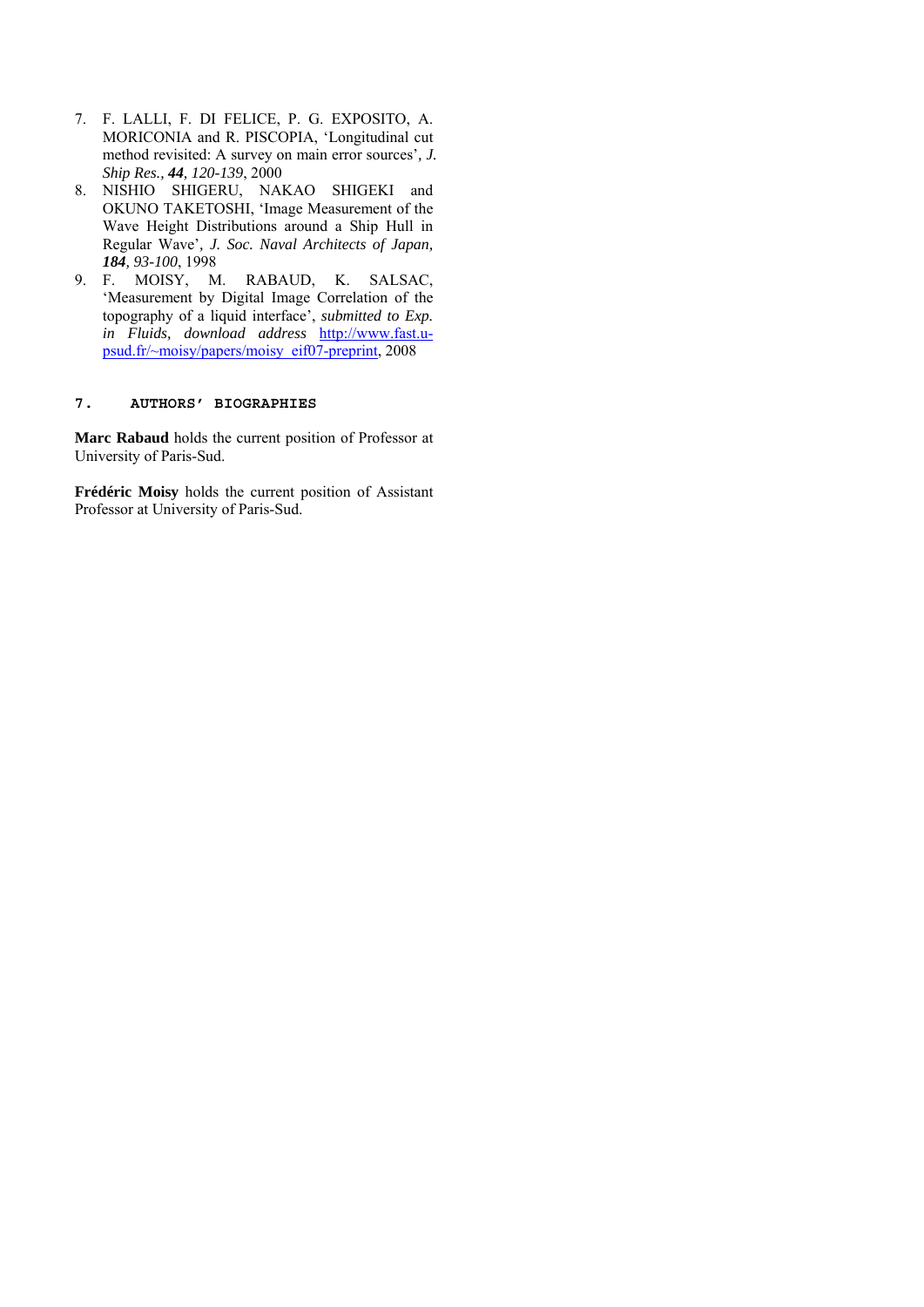7. F. LALLI, F. DI FELICE, P. G. EXPOSITO, A. MORICONIA and R. PISCOPIA, 'Longitudinal cut method revisited: A survey on main error sources', *J. Ship Res.*, ***44***, *120-139*, 2000
8. NISHIO SHIGERU, NAKAO SHIGEKI and OKUNO TAKETOSHI, 'Image Measurement of the Wave Height Distributions around a Ship Hull in Regular Wave', *J. Soc. Naval Architects of Japan*, ***184***, *93-100*, 1998
9. F. MOISY, M. RABAUD, K. SALSAC, 'Measurement by Digital Image Correlation of the topography of a liquid interface', *submitted to Exp. in Fluids, download address* http://www.fast.u-psud.fr/~moisy/papers/moisy_eif07-preprint, 2008

## 7. AUTHORS' BIOGRAPHIES

**Marc Rabaud** holds the current position of Professor at University of Paris-Sud.

**Frédéric Moisy** holds the current position of Assistant Professor at University of Paris-Sud.